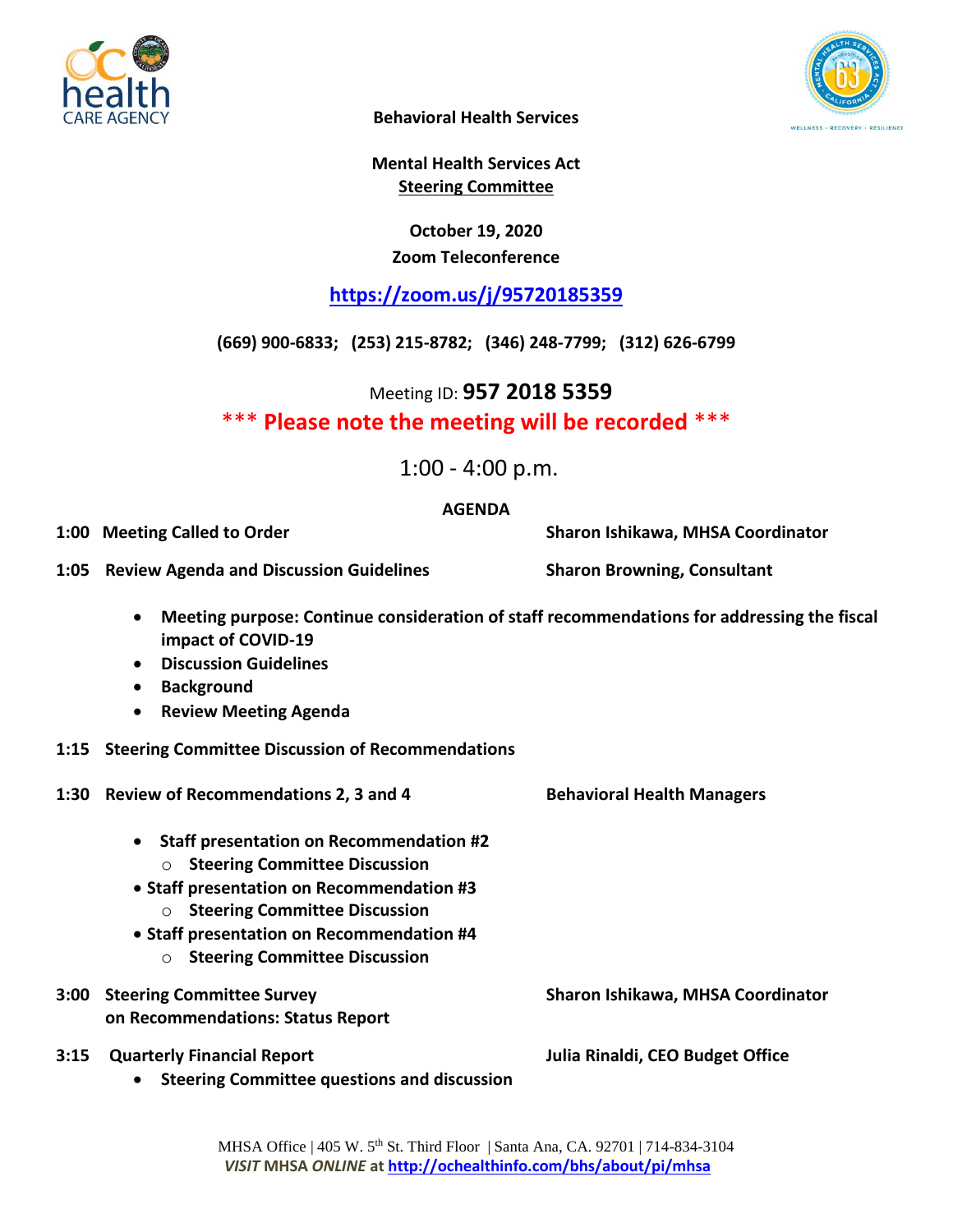**Behavioral Health Services**

**Mental Health Services Act**
**Steering Committee**

**October 19, 2020**
**Zoom Teleconference**

**https://zoom.us/j/95720185359**

**(669) 900-6833; (253) 215-8782; (346) 248-7799; (312) 626-6799**

Meeting ID: **957 2018 5359**

**\*\*\* Please note the meeting will be recorded \*\*\***

1:00 - 4:00 p.m.

**AGENDA**

**1:00 Meeting Called to Order** — **Sharon Ishikawa, MHSA Coordinator**

**1:05 Review Agenda and Discussion Guidelines** — **Sharon Browning, Consultant**

- **Meeting purpose: Continue consideration of staff recommendations for addressing the fiscal impact of COVID-19**
- **Discussion Guidelines**
- **Background**
- **Review Meeting Agenda**

**1:15 Steering Committee Discussion of Recommendations**

**1:30 Review of Recommendations 2, 3 and 4** — **Behavioral Health Managers**

- **Staff presentation on Recommendation #2**
  - **Steering Committee Discussion**
- **Staff presentation on Recommendation #3**
  - **Steering Committee Discussion**
- **Staff presentation on Recommendation #4**
  - **Steering Committee Discussion**

**3:00 Steering Committee Survey on Recommendations: Status Report** — **Sharon Ishikawa, MHSA Coordinator**

**3:15 Quarterly Financial Report** — **Julia Rinaldi, CEO Budget Office**

- **Steering Committee questions and discussion**

MHSA Office | 405 W. 5th St. Third Floor | Santa Ana, CA. 92701 | 714-834-3104
*VISIT* **MHSA** *ONLINE* **at http://ochealthinfo.com/bhs/about/pi/mhsa**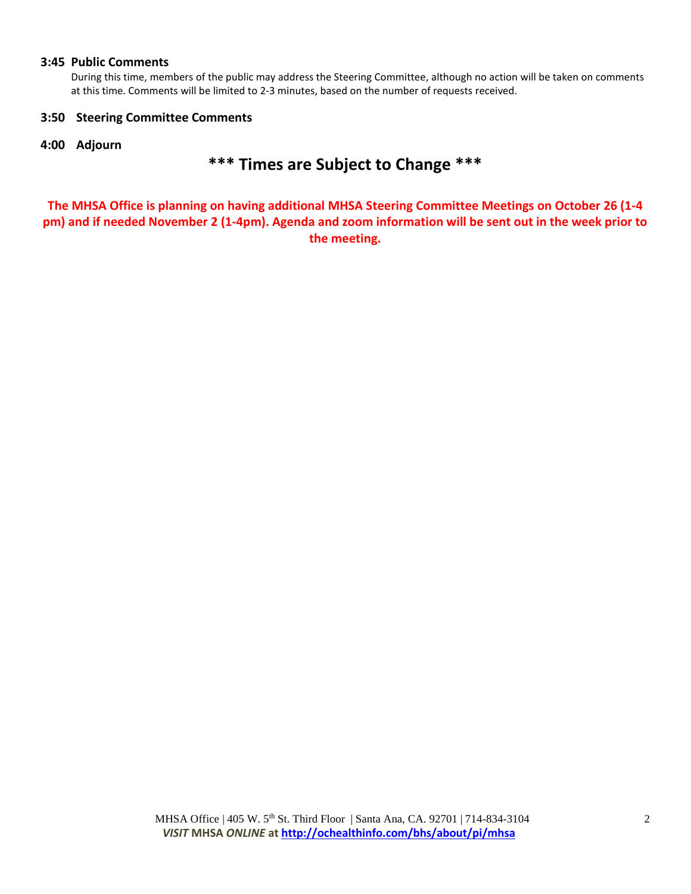**3:45 Public Comments**

During this time, members of the public may address the Steering Committee, although no action will be taken on comments at this time. Comments will be limited to 2-3 minutes, based on the number of requests received.

**3:50 Steering Committee Comments**

**4:00 Adjourn**

## *** Times are Subject to Change ***

**The MHSA Office is planning on having additional MHSA Steering Committee Meetings on October 26 (1-4 pm) and if needed November 2 (1-4pm). Agenda and zoom information will be sent out in the week prior to the meeting.**

MHSA Office | 405 W. 5th St. Third Floor | Santa Ana, CA. 92701 | 714-834-3104
*VISIT* **MHSA** ***ONLINE*** **at** **http://ochealthinfo.com/bhs/about/pi/mhsa**